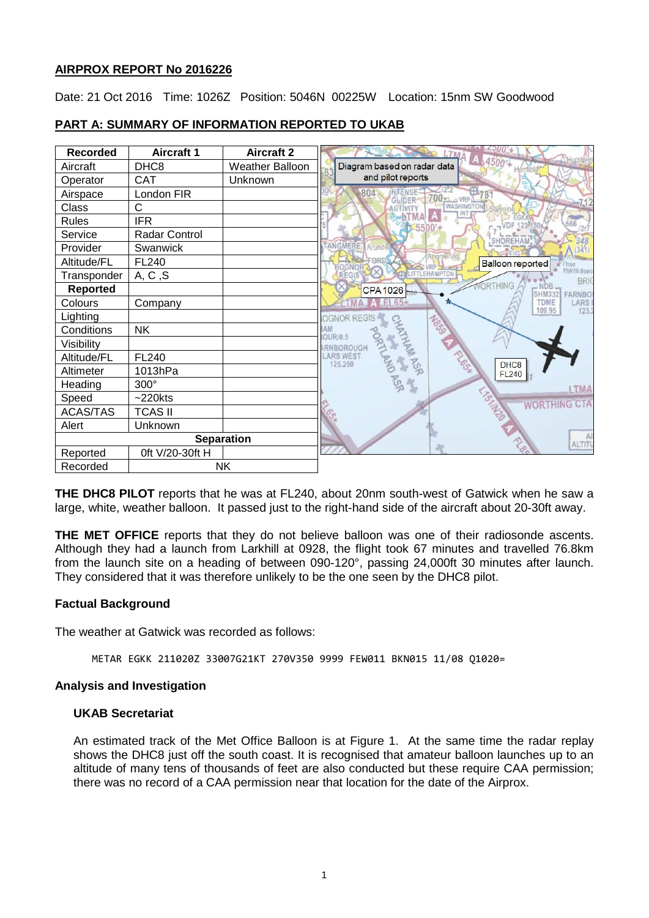## AIRPROX REPORT No 2016226

Date: 21 Oct 2016 Time: 1026Z Position: 5046N 00225W Location: 15nm SW Goodwood

## PART A: SUMMARY OF INFORMATION REPORTED TO UKAB

| Recorded | Aircraft 1 | Aircraft 2 |
|---|---|---|
| Aircraft | DHC8 | Weather Balloon |
| Operator | CAT | Unknown |
| Airspace | London FIR | |
| Class | C | |
| Rules | IFR | |
| Service | Radar Control | |
| Provider | Swanwick | |
| Altitude/FL | FL240 | |
| Transponder | A, C ,S | |
| **Reported** | | |
| Colours | Company | |
| Lighting | | |
| Conditions | NK | |
| Visibility | | |
| Altitude/FL | FL240 | |
| Altimeter | 1013hPa | |
| Heading | 300° | |
| Speed | ~220kts | |
| ACAS/TAS | TCAS II | |
| Alert | Unknown | |
| **Separation** | | |
| Reported | 0ft V/20-30ft H | |
| Recorded | NK | |

Diagram based on radar data and pilot reports

**THE DHC8 PILOT** reports that he was at FL240, about 20nm south-west of Gatwick when he saw a large, white, weather balloon. It passed just to the right-hand side of the aircraft about 20-30ft away.

**THE MET OFFICE** reports that they do not believe balloon was one of their radiosonde ascents. Although they had a launch from Larkhill at 0928, the flight took 67 minutes and travelled 76.8km from the launch site on a heading of between 090-120°, passing 24,000ft 30 minutes after launch. They considered that it was therefore unlikely to be the one seen by the DHC8 pilot.

### Factual Background

The weather at Gatwick was recorded as follows:

```
METAR EGKK 211020Z 33007G21KT 270V350 9999 FEW011 BKN015 11/08 Q1020=
```

### Analysis and Investigation

#### UKAB Secretariat

An estimated track of the Met Office Balloon is at Figure 1. At the same time the radar replay shows the DHC8 just off the south coast. It is recognised that amateur balloon launches up to an altitude of many tens of thousands of feet are also conducted but these require CAA permission; there was no record of a CAA permission near that location for the date of the Airprox.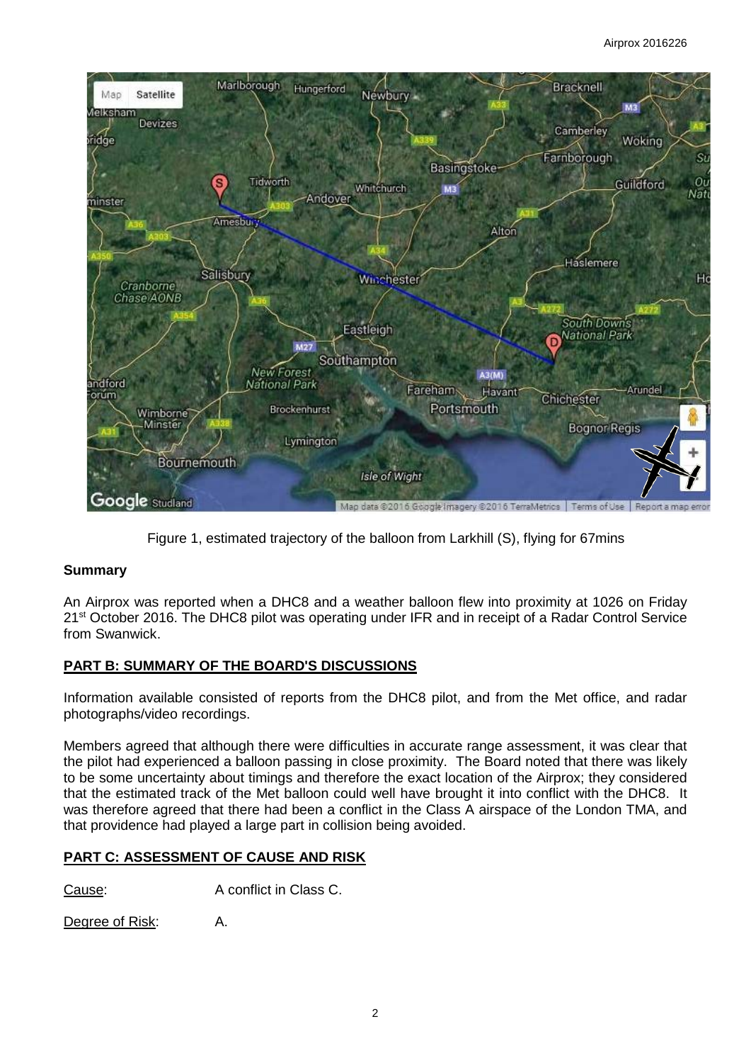Figure 1, estimated trajectory of the balloon from Larkhill (S), flying for 67mins

## Summary

An Airprox was reported when a DHC8 and a weather balloon flew into proximity at 1026 on Friday 21st October 2016. The DHC8 pilot was operating under IFR and in receipt of a Radar Control Service from Swanwick.

## PART B: SUMMARY OF THE BOARD'S DISCUSSIONS

Information available consisted of reports from the DHC8 pilot, and from the Met office, and radar photographs/video recordings.

Members agreed that although there were difficulties in accurate range assessment, it was clear that the pilot had experienced a balloon passing in close proximity. The Board noted that there was likely to be some uncertainty about timings and therefore the exact location of the Airprox; they considered that the estimated track of the Met balloon could well have brought it into conflict with the DHC8. It was therefore agreed that there had been a conflict in the Class A airspace of the London TMA, and that providence had played a large part in collision being avoided.

## PART C: ASSESSMENT OF CAUSE AND RISK

Cause: A conflict in Class C.

Degree of Risk: A.